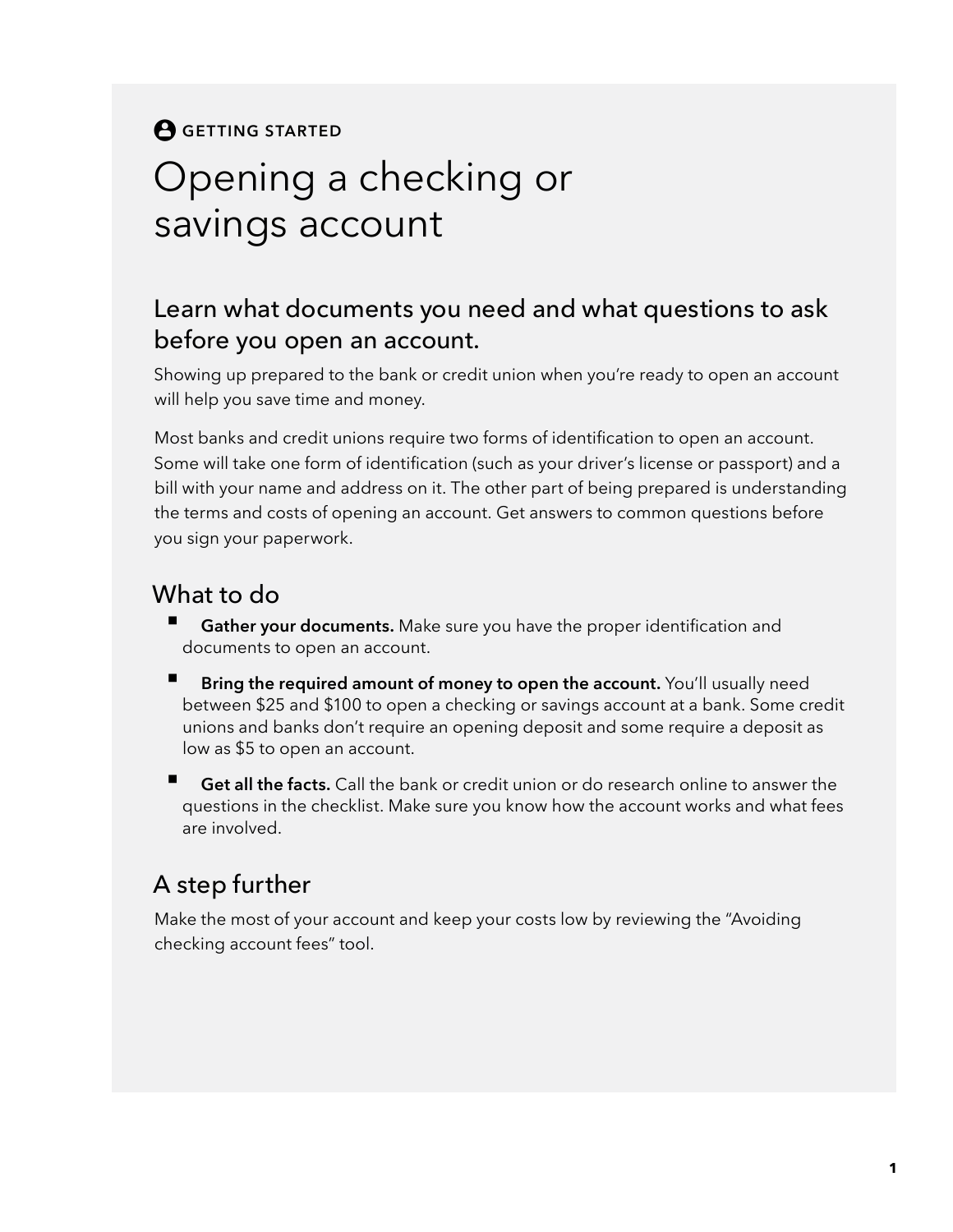GETTING STARTED

# Opening a checking or savings account

## Learn what documents you need and what questions to ask before you open an account.

Showing up prepared to the bank or credit union when you're ready to open an account will help you save time and money.

Most banks and credit unions require two forms of identification to open an account. Some will take one form of identification (such as your driver's license or passport) and a bill with your name and address on it. The other part of being prepared is understanding the terms and costs of opening an account. Get answers to common questions before you sign your paperwork.

## What to do

- **Gather your documents.** Make sure you have the proper identification and documents to open an account.
- **Bring the required amount of money to open the account.** You'll usually need between $25 and $100 to open a checking or savings account at a bank. Some credit unions and banks don't require an opening deposit and some require a deposit as low as $5 to open an account.
- **Get all the facts.** Call the bank or credit union or do research online to answer the questions in the checklist. Make sure you know how the account works and what fees are involved.

## A step further

Make the most of your account and keep your costs low by reviewing the "Avoiding checking account fees" tool.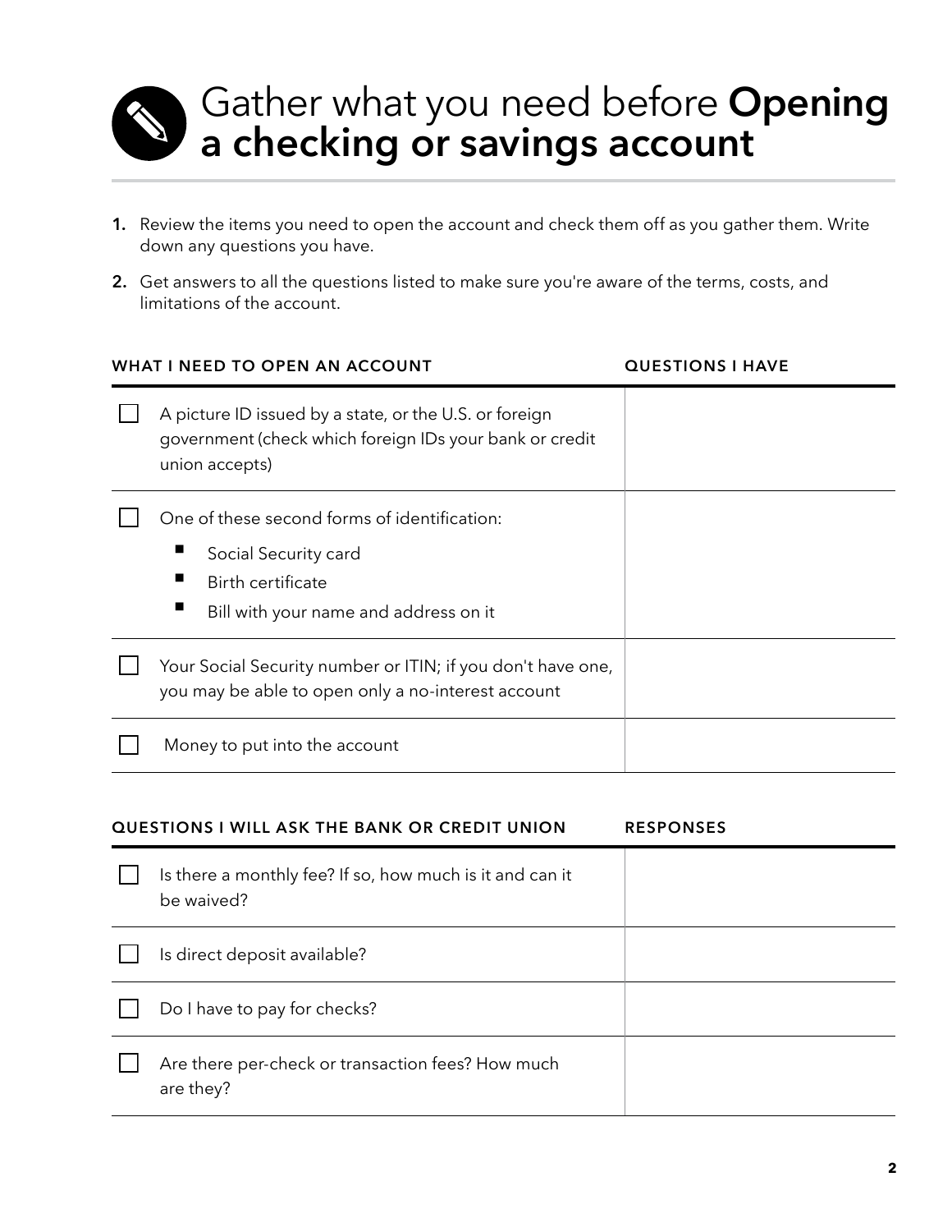# Gather what you need before **Opening a checking or savings account**

1. Review the items you need to open the account and check them off as you gather them. Write down any questions you have.
2. Get answers to all the questions listed to make sure you're aware of the terms, costs, and limitations of the account.

| WHAT I NEED TO OPEN AN ACCOUNT | QUESTIONS I HAVE |
|---|---|
| ☐ A picture ID issued by a state, or the U.S. or foreign government (check which foreign IDs your bank or credit union accepts) | |
| ☐ One of these second forms of identification:<br>▪ Social Security card<br>▪ Birth certificate<br>▪ Bill with your name and address on it | |
| ☐ Your Social Security number or ITIN; if you don't have one, you may be able to open only a no-interest account | |
| ☐ Money to put into the account | |

| QUESTIONS I WILL ASK THE BANK OR CREDIT UNION | RESPONSES |
|---|---|
| ☐ Is there a monthly fee? If so, how much is it and can it be waived? | |
| ☐ Is direct deposit available? | |
| ☐ Do I have to pay for checks? | |
| ☐ Are there per-check or transaction fees? How much are they? | |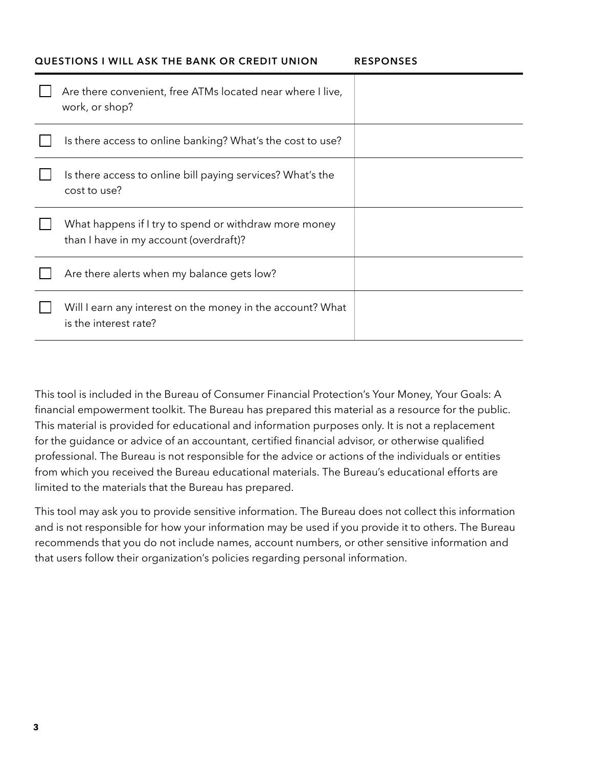| QUESTIONS I WILL ASK THE BANK OR CREDIT UNION | RESPONSES |
|---|---|
| ☐ Are there convenient, free ATMs located near where I live, work, or shop? | |
| ☐ Is there access to online banking? What's the cost to use? | |
| ☐ Is there access to online bill paying services? What's the cost to use? | |
| ☐ What happens if I try to spend or withdraw more money than I have in my account (overdraft)? | |
| ☐ Are there alerts when my balance gets low? | |
| ☐ Will I earn any interest on the money in the account? What is the interest rate? | |

This tool is included in the Bureau of Consumer Financial Protection's Your Money, Your Goals: A financial empowerment toolkit. The Bureau has prepared this material as a resource for the public. This material is provided for educational and information purposes only. It is not a replacement for the guidance or advice of an accountant, certified financial advisor, or otherwise qualified professional. The Bureau is not responsible for the advice or actions of the individuals or entities from which you received the Bureau educational materials. The Bureau's educational efforts are limited to the materials that the Bureau has prepared.

This tool may ask you to provide sensitive information. The Bureau does not collect this information and is not responsible for how your information may be used if you provide it to others. The Bureau recommends that you do not include names, account numbers, or other sensitive information and that users follow their organization's policies regarding personal information.